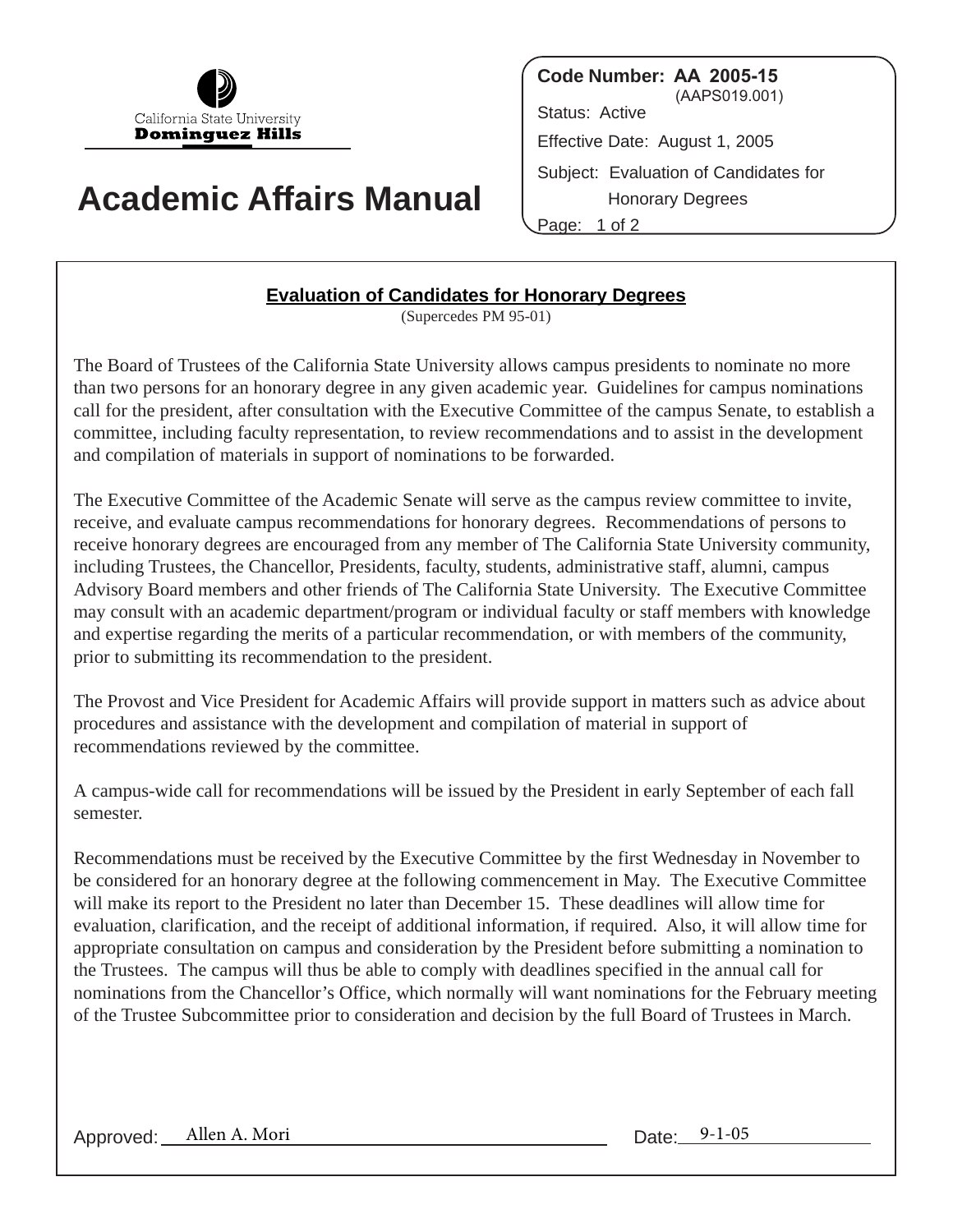California State University
**Dominguez Hills**

# Academic Affairs Manual

**Code Number: AA 2005-15**
(AAPS019.001)
Status: Active
Effective Date: August 1, 2005
Subject: Evaluation of Candidates for Honorary Degrees

## Evaluation of Candidates for Honorary Degrees

(Supercedes PM 95-01)

The Board of Trustees of the California State University allows campus presidents to nominate no more than two persons for an honorary degree in any given academic year. Guidelines for campus nominations call for the president, after consultation with the Executive Committee of the campus Senate, to establish a committee, including faculty representation, to review recommendations and to assist in the development and compilation of materials in support of nominations to be forwarded.

The Executive Committee of the Academic Senate will serve as the campus review committee to invite, receive, and evaluate campus recommendations for honorary degrees. Recommendations of persons to receive honorary degrees are encouraged from any member of The California State University community, including Trustees, the Chancellor, Presidents, faculty, students, administrative staff, alumni, campus Advisory Board members and other friends of The California State University. The Executive Committee may consult with an academic department/program or individual faculty or staff members with knowledge and expertise regarding the merits of a particular recommendation, or with members of the community, prior to submitting its recommendation to the president.

The Provost and Vice President for Academic Affairs will provide support in matters such as advice about procedures and assistance with the development and compilation of material in support of recommendations reviewed by the committee.

A campus-wide call for recommendations will be issued by the President in early September of each fall semester.

Recommendations must be received by the Executive Committee by the first Wednesday in November to be considered for an honorary degree at the following commencement in May. The Executive Committee will make its report to the President no later than December 15. These deadlines will allow time for evaluation, clarification, and the receipt of additional information, if required. Also, it will allow time for appropriate consultation on campus and consideration by the President before submitting a nomination to the Trustees. The campus will thus be able to comply with deadlines specified in the annual call for nominations from the Chancellor's Office, which normally will want nominations for the February meeting of the Trustee Subcommittee prior to consideration and decision by the full Board of Trustees in March.

Approved: Allen A. Mori Date: 9-1-05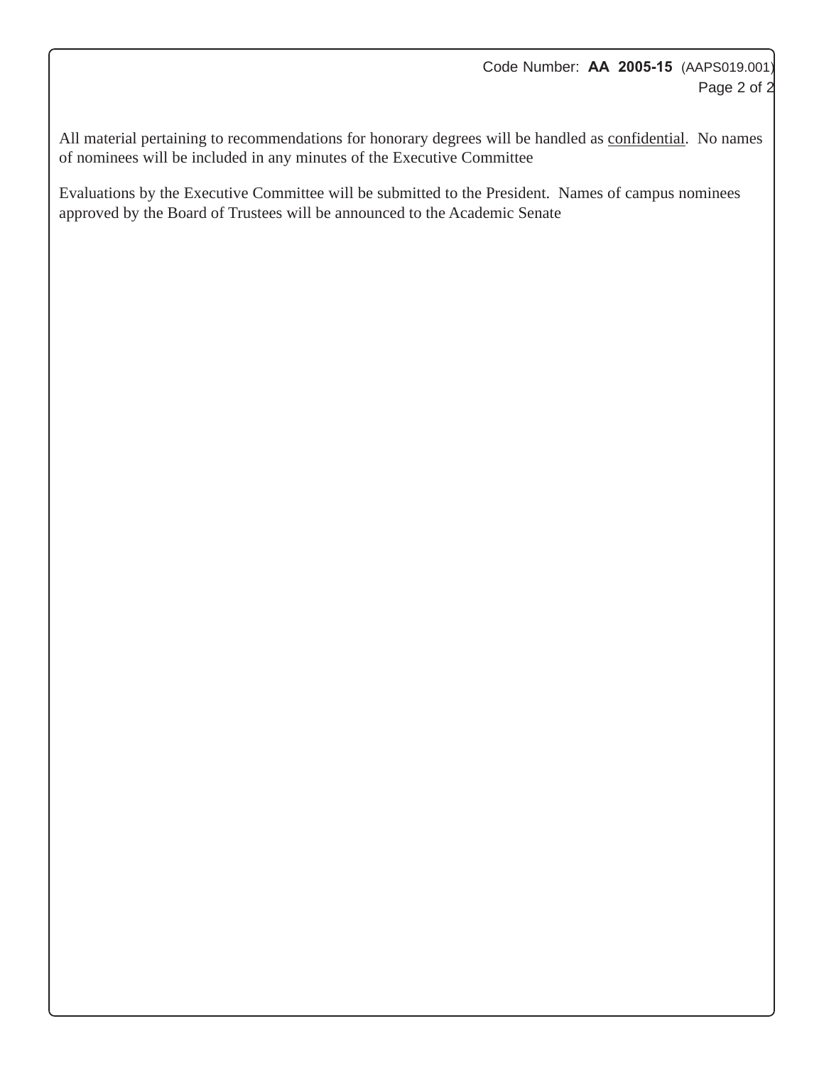All material pertaining to recommendations for honorary degrees will be handled as <u>confidential</u>. No names of nominees will be included in any minutes of the Executive Committee

Evaluations by the Executive Committee will be submitted to the President. Names of campus nominees approved by the Board of Trustees will be announced to the Academic Senate